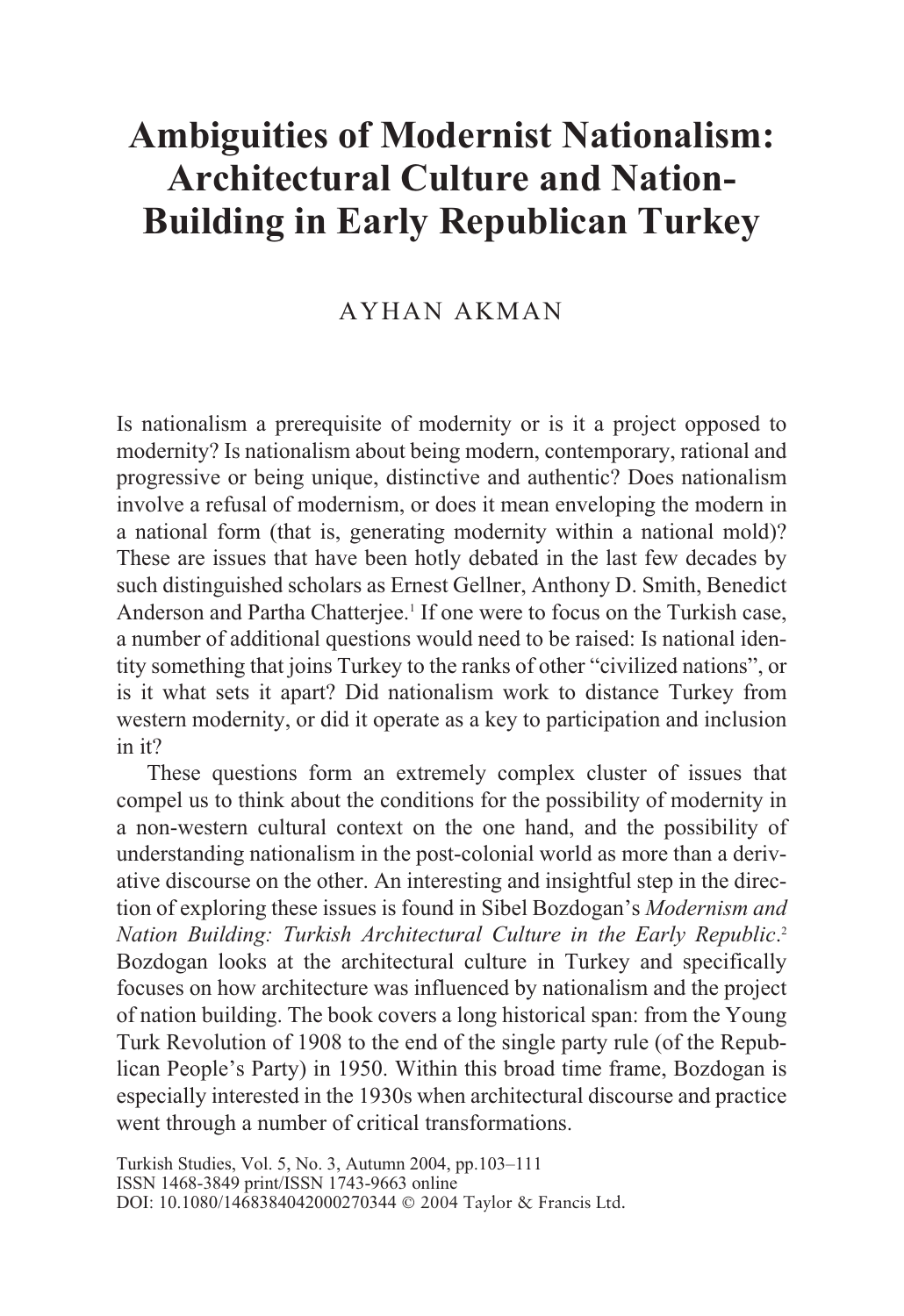# Ambiguities of Modernist Nationalism: Architectural Culture and Nation-Building in Early Republican Turkey

AYHAN AKMAN

Is nationalism a prerequisite of modernity or is it a project opposed to modernity? Is nationalism about being modern, contemporary, rational and progressive or being unique, distinctive and authentic? Does nationalism involve a refusal of modernism, or does it mean enveloping the modern in a national form (that is, generating modernity within a national mold)? These are issues that have been hotly debated in the last few decades by such distinguished scholars as Ernest Gellner, Anthony D. Smith, Benedict Anderson and Partha Chatterjee.[1] If one were to focus on the Turkish case, a number of additional questions would need to be raised: Is national identity something that joins Turkey to the ranks of other "civilized nations", or is it what sets it apart? Did nationalism work to distance Turkey from western modernity, or did it operate as a key to participation and inclusion in it?

These questions form an extremely complex cluster of issues that compel us to think about the conditions for the possibility of modernity in a non-western cultural context on the one hand, and the possibility of understanding nationalism in the post-colonial world as more than a derivative discourse on the other. An interesting and insightful step in the direction of exploring these issues is found in Sibel Bozdogan's *Modernism and Nation Building: Turkish Architectural Culture in the Early Republic*.[2] Bozdogan looks at the architectural culture in Turkey and specifically focuses on how architecture was influenced by nationalism and the project of nation building. The book covers a long historical span: from the Young Turk Revolution of 1908 to the end of the single party rule (of the Republican People's Party) in 1950. Within this broad time frame, Bozdogan is especially interested in the 1930s when architectural discourse and practice went through a number of critical transformations.

Turkish Studies, Vol. 5, No. 3, Autumn 2004, pp.103–111
ISSN 1468-3849 print/ISSN 1743-9663 online
DOI: 10.1080/1468384042000270344 © 2004 Taylor & Francis Ltd.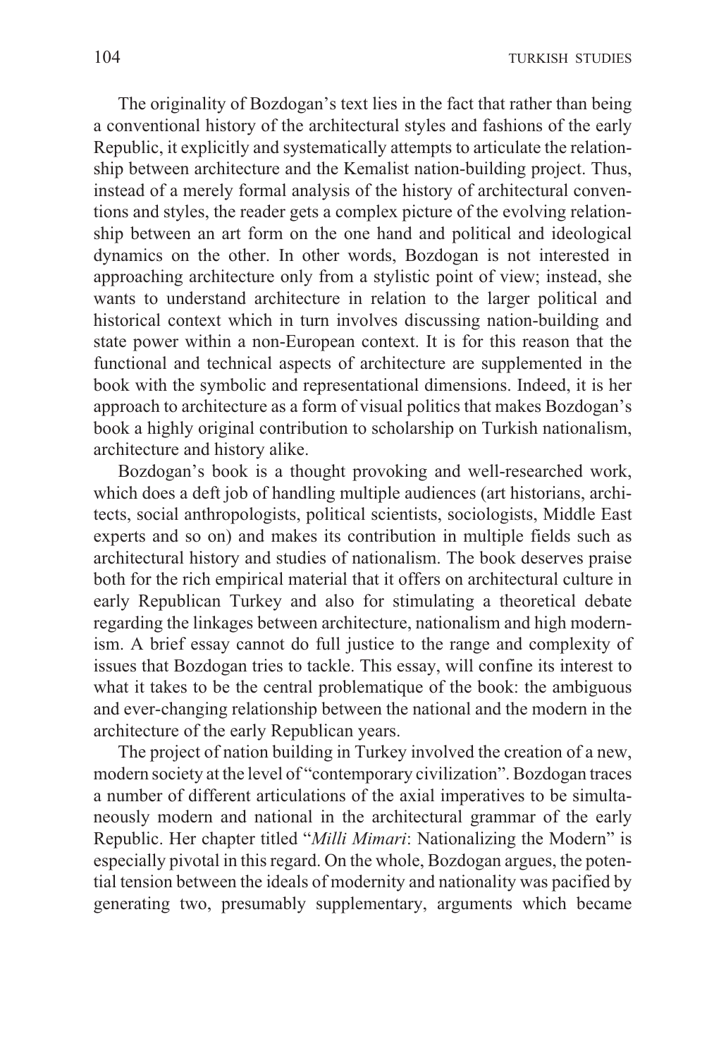The originality of Bozdogan's text lies in the fact that rather than being a conventional history of the architectural styles and fashions of the early Republic, it explicitly and systematically attempts to articulate the relationship between architecture and the Kemalist nation-building project. Thus, instead of a merely formal analysis of the history of architectural conventions and styles, the reader gets a complex picture of the evolving relationship between an art form on the one hand and political and ideological dynamics on the other. In other words, Bozdogan is not interested in approaching architecture only from a stylistic point of view; instead, she wants to understand architecture in relation to the larger political and historical context which in turn involves discussing nation-building and state power within a non-European context. It is for this reason that the functional and technical aspects of architecture are supplemented in the book with the symbolic and representational dimensions. Indeed, it is her approach to architecture as a form of visual politics that makes Bozdogan's book a highly original contribution to scholarship on Turkish nationalism, architecture and history alike.

Bozdogan's book is a thought provoking and well-researched work, which does a deft job of handling multiple audiences (art historians, architects, social anthropologists, political scientists, sociologists, Middle East experts and so on) and makes its contribution in multiple fields such as architectural history and studies of nationalism. The book deserves praise both for the rich empirical material that it offers on architectural culture in early Republican Turkey and also for stimulating a theoretical debate regarding the linkages between architecture, nationalism and high modernism. A brief essay cannot do full justice to the range and complexity of issues that Bozdogan tries to tackle. This essay, will confine its interest to what it takes to be the central problematique of the book: the ambiguous and ever-changing relationship between the national and the modern in the architecture of the early Republican years.

The project of nation building in Turkey involved the creation of a new, modern society at the level of "contemporary civilization". Bozdogan traces a number of different articulations of the axial imperatives to be simultaneously modern and national in the architectural grammar of the early Republic. Her chapter titled "*Milli Mimari*: Nationalizing the Modern" is especially pivotal in this regard. On the whole, Bozdogan argues, the potential tension between the ideals of modernity and nationality was pacified by generating two, presumably supplementary, arguments which became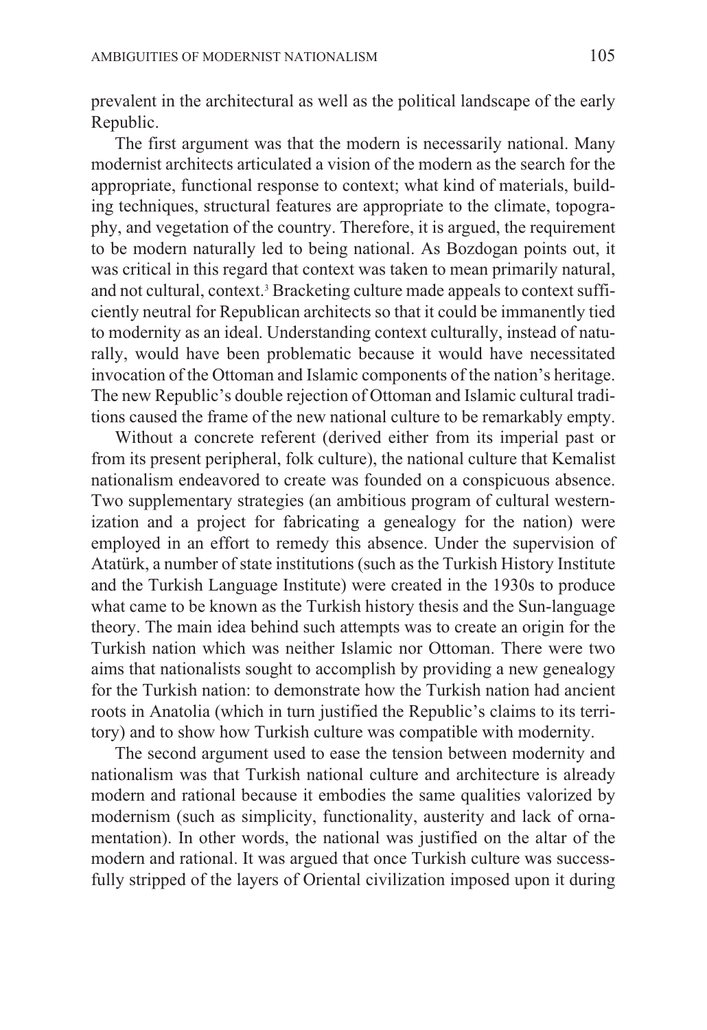prevalent in the architectural as well as the political landscape of the early Republic.

The first argument was that the modern is necessarily national. Many modernist architects articulated a vision of the modern as the search for the appropriate, functional response to context; what kind of materials, building techniques, structural features are appropriate to the climate, topography, and vegetation of the country. Therefore, it is argued, the requirement to be modern naturally led to being national. As Bozdogan points out, it was critical in this regard that context was taken to mean primarily natural, and not cultural, context.[3] Bracketing culture made appeals to context sufficiently neutral for Republican architects so that it could be immanently tied to modernity as an ideal. Understanding context culturally, instead of naturally, would have been problematic because it would have necessitated invocation of the Ottoman and Islamic components of the nation's heritage. The new Republic's double rejection of Ottoman and Islamic cultural traditions caused the frame of the new national culture to be remarkably empty.

Without a concrete referent (derived either from its imperial past or from its present peripheral, folk culture), the national culture that Kemalist nationalism endeavored to create was founded on a conspicuous absence. Two supplementary strategies (an ambitious program of cultural westernization and a project for fabricating a genealogy for the nation) were employed in an effort to remedy this absence. Under the supervision of Atatürk, a number of state institutions (such as the Turkish History Institute and the Turkish Language Institute) were created in the 1930s to produce what came to be known as the Turkish history thesis and the Sun-language theory. The main idea behind such attempts was to create an origin for the Turkish nation which was neither Islamic nor Ottoman. There were two aims that nationalists sought to accomplish by providing a new genealogy for the Turkish nation: to demonstrate how the Turkish nation had ancient roots in Anatolia (which in turn justified the Republic's claims to its territory) and to show how Turkish culture was compatible with modernity.

The second argument used to ease the tension between modernity and nationalism was that Turkish national culture and architecture is already modern and rational because it embodies the same qualities valorized by modernism (such as simplicity, functionality, austerity and lack of ornamentation). In other words, the national was justified on the altar of the modern and rational. It was argued that once Turkish culture was successfully stripped of the layers of Oriental civilization imposed upon it during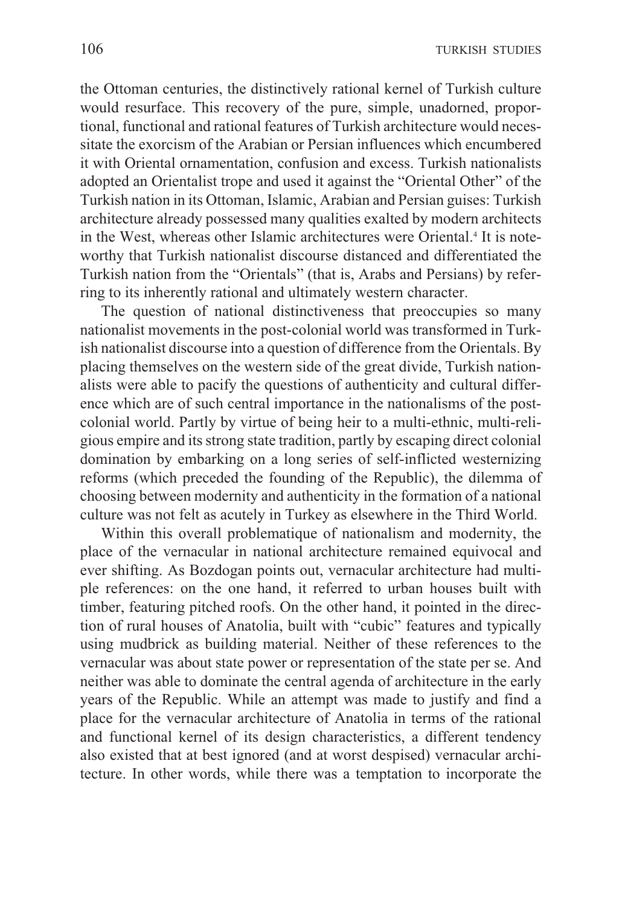the Ottoman centuries, the distinctively rational kernel of Turkish culture would resurface. This recovery of the pure, simple, unadorned, proportional, functional and rational features of Turkish architecture would necessitate the exorcism of the Arabian or Persian influences which encumbered it with Oriental ornamentation, confusion and excess. Turkish nationalists adopted an Orientalist trope and used it against the "Oriental Other" of the Turkish nation in its Ottoman, Islamic, Arabian and Persian guises: Turkish architecture already possessed many qualities exalted by modern architects in the West, whereas other Islamic architectures were Oriental.[4] It is noteworthy that Turkish nationalist discourse distanced and differentiated the Turkish nation from the "Orientals" (that is, Arabs and Persians) by referring to its inherently rational and ultimately western character.

The question of national distinctiveness that preoccupies so many nationalist movements in the post-colonial world was transformed in Turkish nationalist discourse into a question of difference from the Orientals. By placing themselves on the western side of the great divide, Turkish nationalists were able to pacify the questions of authenticity and cultural difference which are of such central importance in the nationalisms of the post-colonial world. Partly by virtue of being heir to a multi-ethnic, multi-religious empire and its strong state tradition, partly by escaping direct colonial domination by embarking on a long series of self-inflicted westernizing reforms (which preceded the founding of the Republic), the dilemma of choosing between modernity and authenticity in the formation of a national culture was not felt as acutely in Turkey as elsewhere in the Third World.

Within this overall problematique of nationalism and modernity, the place of the vernacular in national architecture remained equivocal and ever shifting. As Bozdogan points out, vernacular architecture had multiple references: on the one hand, it referred to urban houses built with timber, featuring pitched roofs. On the other hand, it pointed in the direction of rural houses of Anatolia, built with "cubic" features and typically using mudbrick as building material. Neither of these references to the vernacular was about state power or representation of the state per se. And neither was able to dominate the central agenda of architecture in the early years of the Republic. While an attempt was made to justify and find a place for the vernacular architecture of Anatolia in terms of the rational and functional kernel of its design characteristics, a different tendency also existed that at best ignored (and at worst despised) vernacular architecture. In other words, while there was a temptation to incorporate the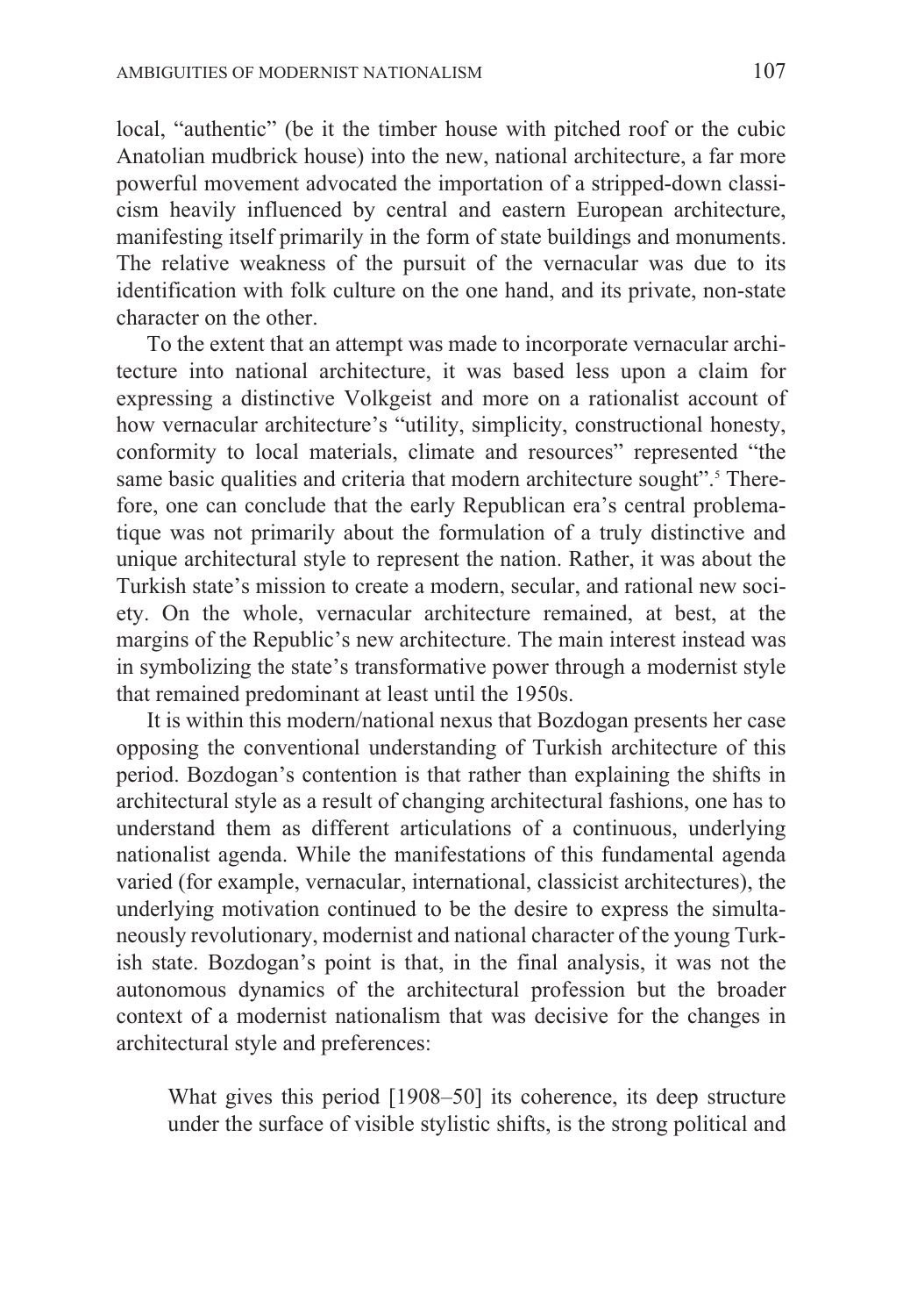local, "authentic" (be it the timber house with pitched roof or the cubic Anatolian mudbrick house) into the new, national architecture, a far more powerful movement advocated the importation of a stripped-down classicism heavily influenced by central and eastern European architecture, manifesting itself primarily in the form of state buildings and monuments. The relative weakness of the pursuit of the vernacular was due to its identification with folk culture on the one hand, and its private, non-state character on the other.

To the extent that an attempt was made to incorporate vernacular architecture into national architecture, it was based less upon a claim for expressing a distinctive Volkgeist and more on a rationalist account of how vernacular architecture's "utility, simplicity, constructional honesty, conformity to local materials, climate and resources" represented "the same basic qualities and criteria that modern architecture sought".[5] Therefore, one can conclude that the early Republican era's central problematique was not primarily about the formulation of a truly distinctive and unique architectural style to represent the nation. Rather, it was about the Turkish state's mission to create a modern, secular, and rational new society. On the whole, vernacular architecture remained, at best, at the margins of the Republic's new architecture. The main interest instead was in symbolizing the state's transformative power through a modernist style that remained predominant at least until the 1950s.

It is within this modern/national nexus that Bozdogan presents her case opposing the conventional understanding of Turkish architecture of this period. Bozdogan's contention is that rather than explaining the shifts in architectural style as a result of changing architectural fashions, one has to understand them as different articulations of a continuous, underlying nationalist agenda. While the manifestations of this fundamental agenda varied (for example, vernacular, international, classicist architectures), the underlying motivation continued to be the desire to express the simultaneously revolutionary, modernist and national character of the young Turkish state. Bozdogan's point is that, in the final analysis, it was not the autonomous dynamics of the architectural profession but the broader context of a modernist nationalism that was decisive for the changes in architectural style and preferences:

> What gives this period [1908–50] its coherence, its deep structure under the surface of visible stylistic shifts, is the strong political and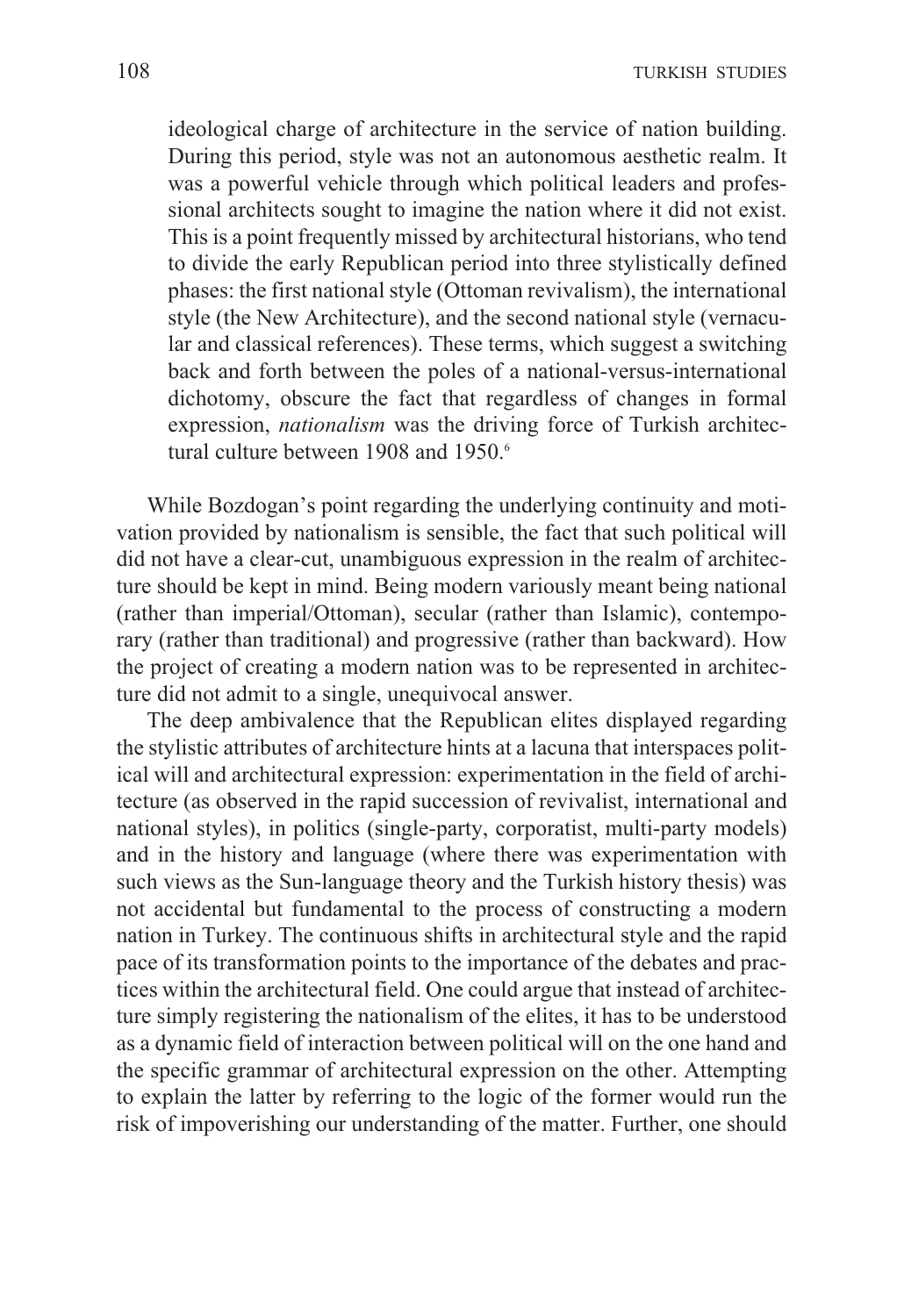> ideological charge of architecture in the service of nation building. During this period, style was not an autonomous aesthetic realm. It was a powerful vehicle through which political leaders and professional architects sought to imagine the nation where it did not exist. This is a point frequently missed by architectural historians, who tend to divide the early Republican period into three stylistically defined phases: the first national style (Ottoman revivalism), the international style (the New Architecture), and the second national style (vernacular and classical references). These terms, which suggest a switching back and forth between the poles of a national-versus-international dichotomy, obscure the fact that regardless of changes in formal expression, *nationalism* was the driving force of Turkish architectural culture between 1908 and 1950.[6]

While Bozdogan's point regarding the underlying continuity and motivation provided by nationalism is sensible, the fact that such political will did not have a clear-cut, unambiguous expression in the realm of architecture should be kept in mind. Being modern variously meant being national (rather than imperial/Ottoman), secular (rather than Islamic), contemporary (rather than traditional) and progressive (rather than backward). How the project of creating a modern nation was to be represented in architecture did not admit to a single, unequivocal answer.

The deep ambivalence that the Republican elites displayed regarding the stylistic attributes of architecture hints at a lacuna that interspaces political will and architectural expression: experimentation in the field of architecture (as observed in the rapid succession of revivalist, international and national styles), in politics (single-party, corporatist, multi-party models) and in the history and language (where there was experimentation with such views as the Sun-language theory and the Turkish history thesis) was not accidental but fundamental to the process of constructing a modern nation in Turkey. The continuous shifts in architectural style and the rapid pace of its transformation points to the importance of the debates and practices within the architectural field. One could argue that instead of architecture simply registering the nationalism of the elites, it has to be understood as a dynamic field of interaction between political will on the one hand and the specific grammar of architectural expression on the other. Attempting to explain the latter by referring to the logic of the former would run the risk of impoverishing our understanding of the matter. Further, one should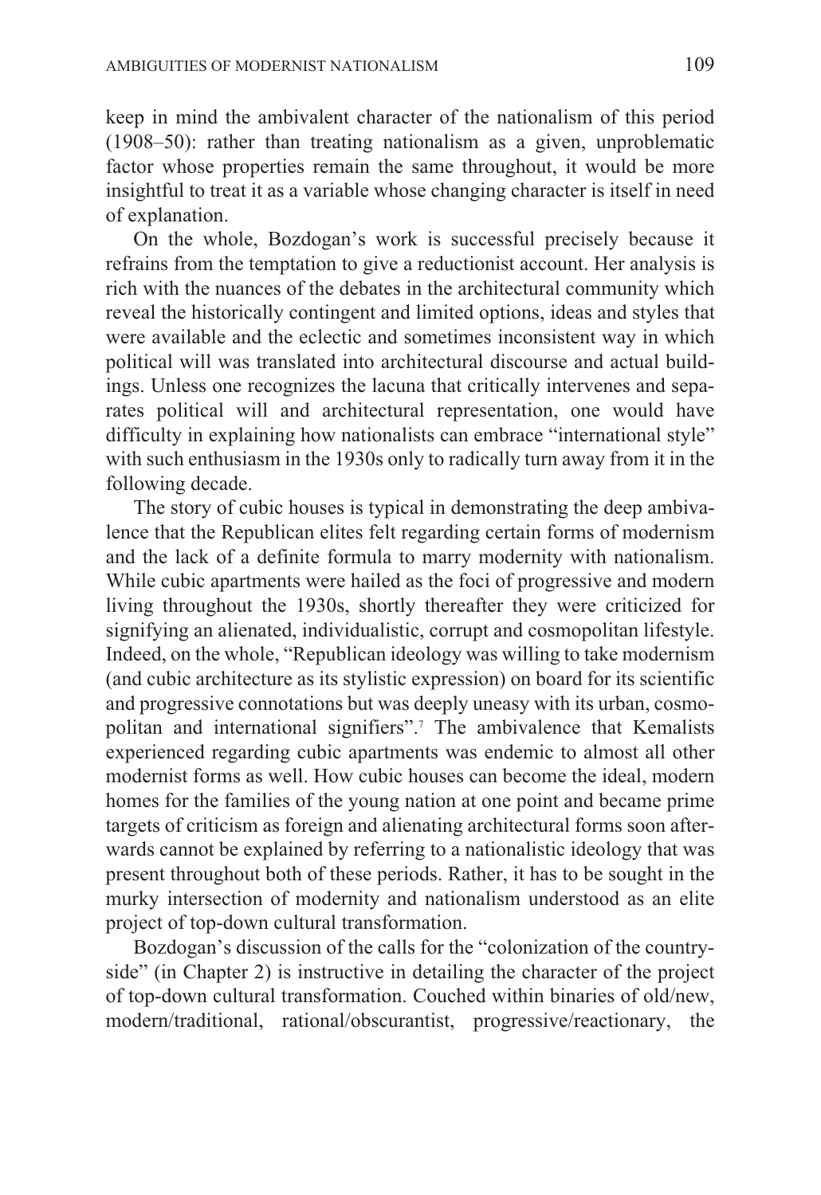keep in mind the ambivalent character of the nationalism of this period (1908–50): rather than treating nationalism as a given, unproblematic factor whose properties remain the same throughout, it would be more insightful to treat it as a variable whose changing character is itself in need of explanation.

On the whole, Bozdogan's work is successful precisely because it refrains from the temptation to give a reductionist account. Her analysis is rich with the nuances of the debates in the architectural community which reveal the historically contingent and limited options, ideas and styles that were available and the eclectic and sometimes inconsistent way in which political will was translated into architectural discourse and actual buildings. Unless one recognizes the lacuna that critically intervenes and separates political will and architectural representation, one would have difficulty in explaining how nationalists can embrace "international style" with such enthusiasm in the 1930s only to radically turn away from it in the following decade.

The story of cubic houses is typical in demonstrating the deep ambivalence that the Republican elites felt regarding certain forms of modernism and the lack of a definite formula to marry modernity with nationalism. While cubic apartments were hailed as the foci of progressive and modern living throughout the 1930s, shortly thereafter they were criticized for signifying an alienated, individualistic, corrupt and cosmopolitan lifestyle. Indeed, on the whole, "Republican ideology was willing to take modernism (and cubic architecture as its stylistic expression) on board for its scientific and progressive connotations but was deeply uneasy with its urban, cosmopolitan and international signifiers".[7] The ambivalence that Kemalists experienced regarding cubic apartments was endemic to almost all other modernist forms as well. How cubic houses can become the ideal, modern homes for the families of the young nation at one point and became prime targets of criticism as foreign and alienating architectural forms soon afterwards cannot be explained by referring to a nationalistic ideology that was present throughout both of these periods. Rather, it has to be sought in the murky intersection of modernity and nationalism understood as an elite project of top-down cultural transformation.

Bozdogan's discussion of the calls for the "colonization of the countryside" (in Chapter 2) is instructive in detailing the character of the project of top-down cultural transformation. Couched within binaries of old/new, modern/traditional, rational/obscurantist, progressive/reactionary, the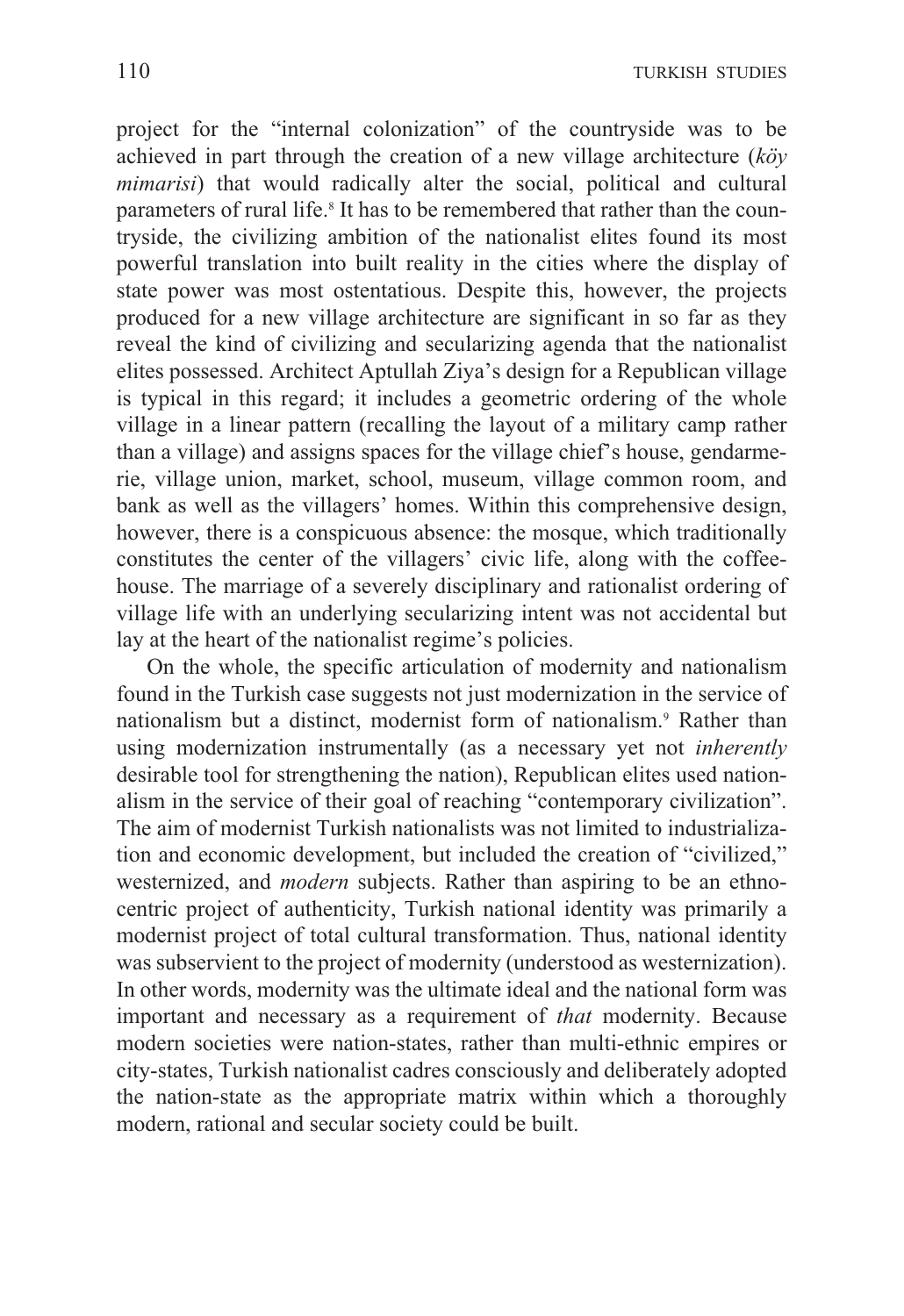project for the "internal colonization" of the countryside was to be achieved in part through the creation of a new village architecture (*köy mimarisi*) that would radically alter the social, political and cultural parameters of rural life.[8] It has to be remembered that rather than the countryside, the civilizing ambition of the nationalist elites found its most powerful translation into built reality in the cities where the display of state power was most ostentatious. Despite this, however, the projects produced for a new village architecture are significant in so far as they reveal the kind of civilizing and secularizing agenda that the nationalist elites possessed. Architect Aptullah Ziya's design for a Republican village is typical in this regard; it includes a geometric ordering of the whole village in a linear pattern (recalling the layout of a military camp rather than a village) and assigns spaces for the village chief's house, gendarmerie, village union, market, school, museum, village common room, and bank as well as the villagers' homes. Within this comprehensive design, however, there is a conspicuous absence: the mosque, which traditionally constitutes the center of the villagers' civic life, along with the coffeehouse. The marriage of a severely disciplinary and rationalist ordering of village life with an underlying secularizing intent was not accidental but lay at the heart of the nationalist regime's policies.

On the whole, the specific articulation of modernity and nationalism found in the Turkish case suggests not just modernization in the service of nationalism but a distinct, modernist form of nationalism.[9] Rather than using modernization instrumentally (as a necessary yet not *inherently* desirable tool for strengthening the nation), Republican elites used nationalism in the service of their goal of reaching "contemporary civilization". The aim of modernist Turkish nationalists was not limited to industrialization and economic development, but included the creation of "civilized," westernized, and *modern* subjects. Rather than aspiring to be an ethnocentric project of authenticity, Turkish national identity was primarily a modernist project of total cultural transformation. Thus, national identity was subservient to the project of modernity (understood as westernization). In other words, modernity was the ultimate ideal and the national form was important and necessary as a requirement of *that* modernity. Because modern societies were nation-states, rather than multi-ethnic empires or city-states, Turkish nationalist cadres consciously and deliberately adopted the nation-state as the appropriate matrix within which a thoroughly modern, rational and secular society could be built.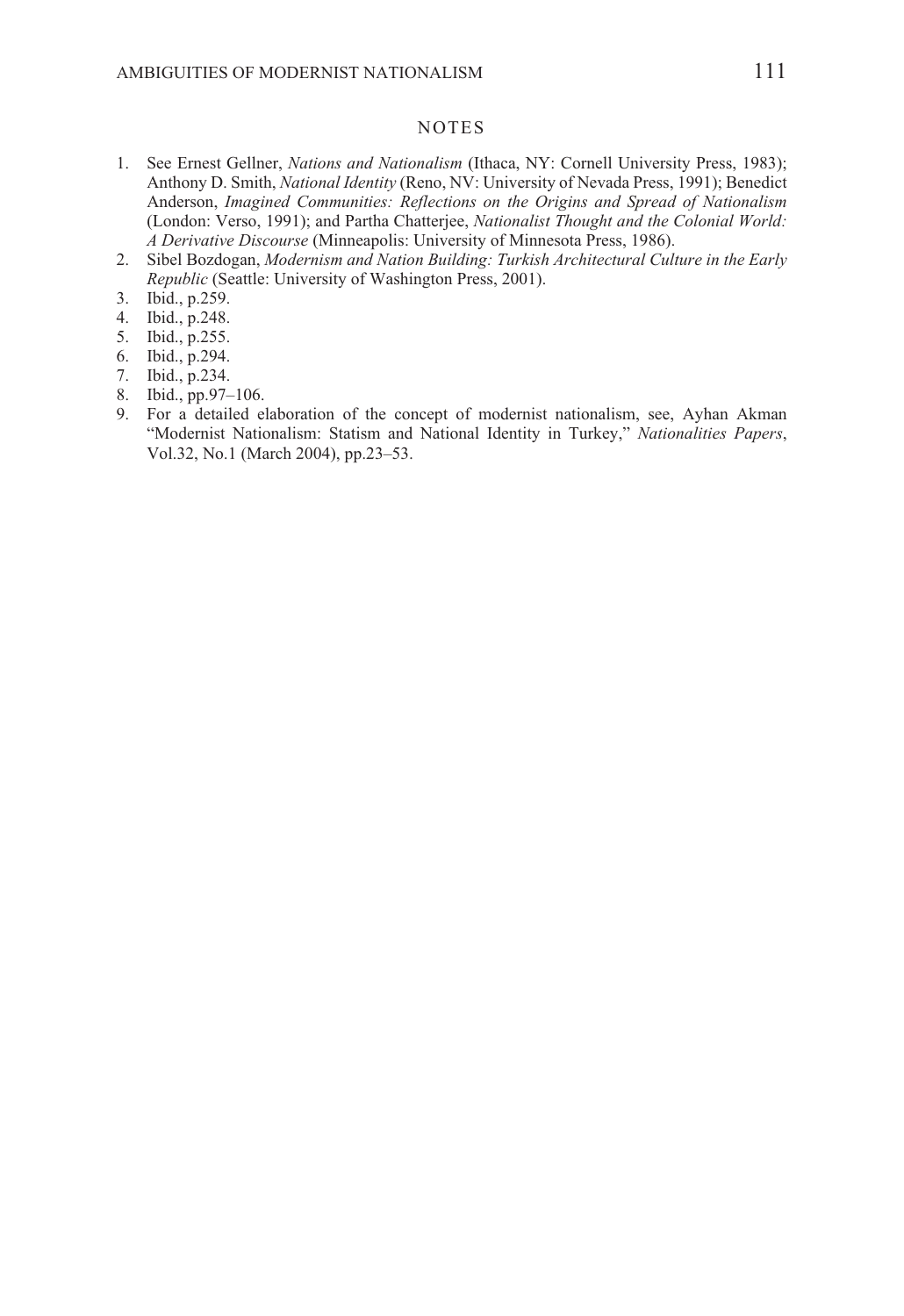## NOTES

1. See Ernest Gellner, *Nations and Nationalism* (Ithaca, NY: Cornell University Press, 1983); Anthony D. Smith, *National Identity* (Reno, NV: University of Nevada Press, 1991); Benedict Anderson, *Imagined Communities: Reflections on the Origins and Spread of Nationalism* (London: Verso, 1991); and Partha Chatterjee, *Nationalist Thought and the Colonial World: A Derivative Discourse* (Minneapolis: University of Minnesota Press, 1986).
2. Sibel Bozdogan, *Modernism and Nation Building: Turkish Architectural Culture in the Early Republic* (Seattle: University of Washington Press, 2001).
3. Ibid., p.259.
4. Ibid., p.248.
5. Ibid., p.255.
6. Ibid., p.294.
7. Ibid., p.234.
8. Ibid., pp.97–106.
9. For a detailed elaboration of the concept of modernist nationalism, see, Ayhan Akman "Modernist Nationalism: Statism and National Identity in Turkey," *Nationalities Papers*, Vol.32, No.1 (March 2004), pp.23–53.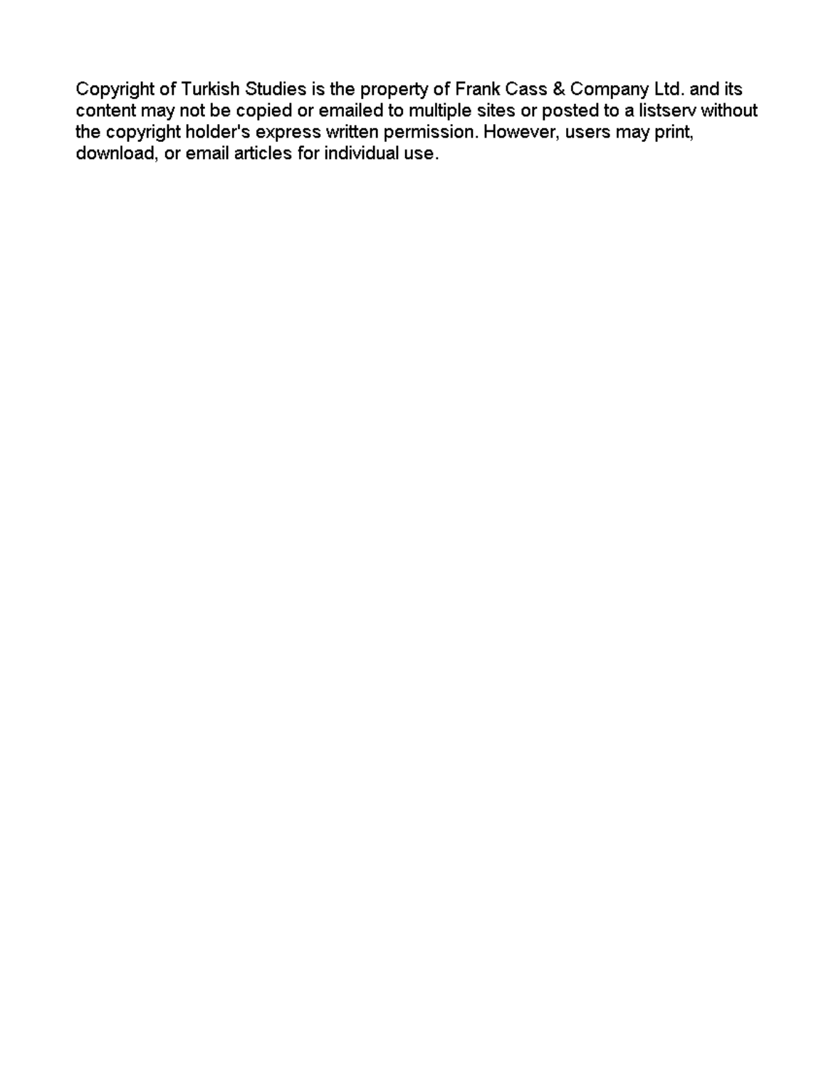Copyright of Turkish Studies is the property of Frank Cass & Company Ltd. and its content may not be copied or emailed to multiple sites or posted to a listserv without the copyright holder's express written permission. However, users may print, download, or email articles for individual use.